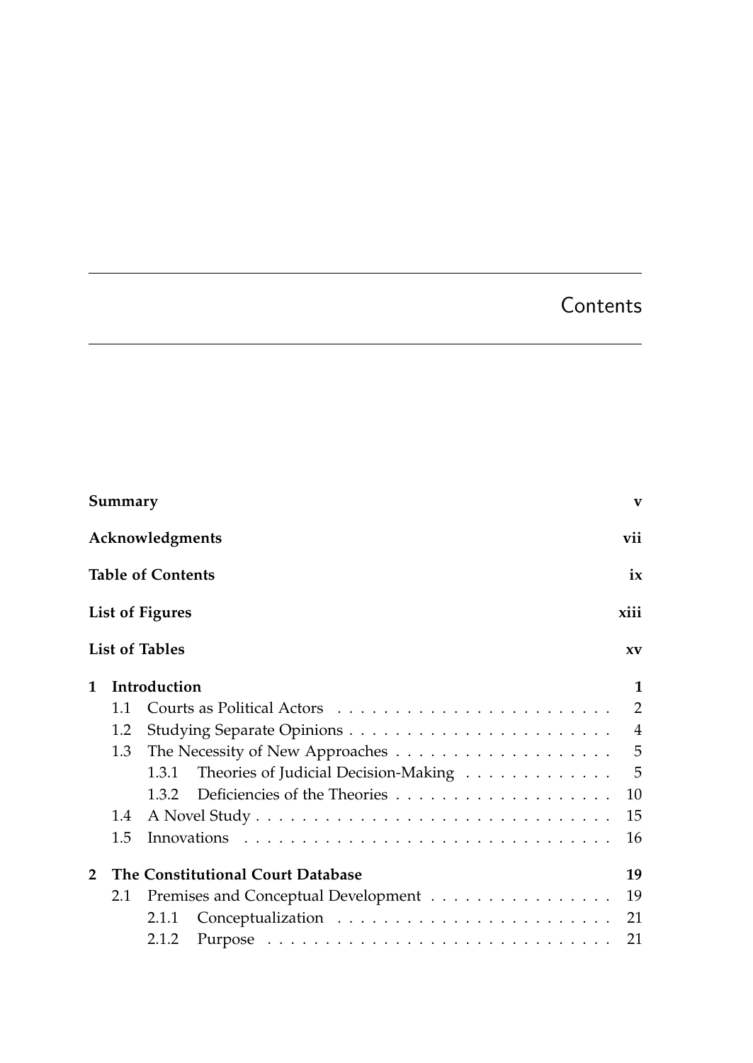# Contents

| | | |
|---|---|---|
| **Summary** | | **v** |
| **Acknowledgments** | | **vii** |
| **Table of Contents** | | **ix** |
| **List of Figures** | | **xiii** |
| **List of Tables** | | **xv** |
| **1** | **Introduction** | **1** |
| 1.1 | Courts as Political Actors | 2 |
| 1.2 | Studying Separate Opinions | 4 |
| 1.3 | The Necessity of New Approaches | 5 |
| 1.3.1 | Theories of Judicial Decision-Making | 5 |
| 1.3.2 | Deficiencies of the Theories | 10 |
| 1.4 | A Novel Study | 15 |
| 1.5 | Innovations | 16 |
| **2** | **The Constitutional Court Database** | **19** |
| 2.1 | Premises and Conceptual Development | 19 |
| 2.1.1 | Conceptualization | 21 |
| 2.1.2 | Purpose | 21 |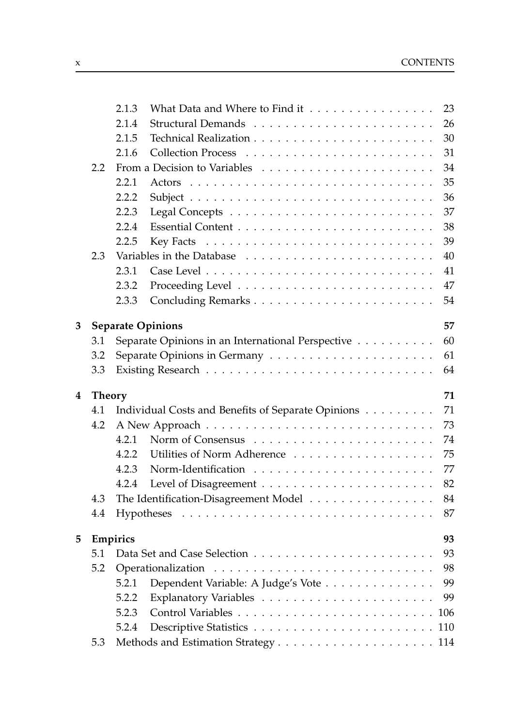| | | | |
|---|---|---|---|
| | 2.1.3 | What Data and Where to Find it | 23 |
| | 2.1.4 | Structural Demands | 26 |
| | 2.1.5 | Technical Realization | 30 |
| | 2.1.6 | Collection Process | 31 |
| 2.2 | | From a Decision to Variables | 34 |
| | 2.2.1 | Actors | 35 |
| | 2.2.2 | Subject | 36 |
| | 2.2.3 | Legal Concepts | 37 |
| | 2.2.4 | Essential Content | 38 |
| | 2.2.5 | Key Facts | 39 |
| 2.3 | | Variables in the Database | 40 |
| | 2.3.1 | Case Level | 41 |
| | 2.3.2 | Proceeding Level | 47 |
| | 2.3.3 | Concluding Remarks | 54 |

**3 Separate Opinions** — 57

- 3.1 Separate Opinions in an International Perspective — 60
- 3.2 Separate Opinions in Germany — 61
- 3.3 Existing Research — 64

**4 Theory** — 71

- 4.1 Individual Costs and Benefits of Separate Opinions — 71
- 4.2 A New Approach — 73
  - 4.2.1 Norm of Consensus — 74
  - 4.2.2 Utilities of Norm Adherence — 75
  - 4.2.3 Norm-Identification — 77
  - 4.2.4 Level of Disagreement — 82
- 4.3 The Identification-Disagreement Model — 84
- 4.4 Hypotheses — 87

**5 Empirics** — 93

- 5.1 Data Set and Case Selection — 93
- 5.2 Operationalization — 98
  - 5.2.1 Dependent Variable: A Judge's Vote — 99
  - 5.2.2 Explanatory Variables — 99
  - 5.2.3 Control Variables — 106
  - 5.2.4 Descriptive Statistics — 110
- 5.3 Methods and Estimation Strategy — 114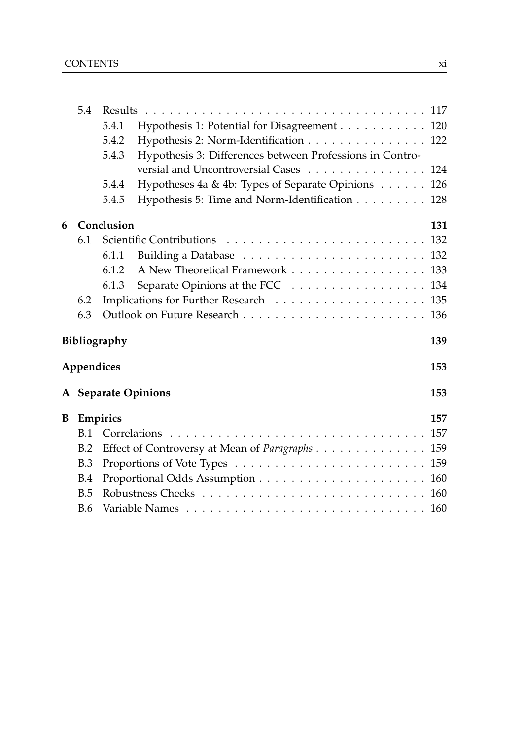- 5.4 Results . . . . . . . . . . . . . . . . . . . . . . . . . . . . . . . . . . . . 117
  - 5.4.1 Hypothesis 1: Potential for Disagreement . . . . . . . . . . . 120
  - 5.4.2 Hypothesis 2: Norm-Identification . . . . . . . . . . . . . . . 122
  - 5.4.3 Hypothesis 3: Differences between Professions in Controversial and Uncontroversial Cases . . . . . . . . . . . . . . . 124
  - 5.4.4 Hypotheses 4a & 4b: Types of Separate Opinions . . . . . . 126
  - 5.4.5 Hypothesis 5: Time and Norm-Identification . . . . . . . . . 128

**6 Conclusion** **131**

- 6.1 Scientific Contributions . . . . . . . . . . . . . . . . . . . . . . . . 132
  - 6.1.1 Building a Database . . . . . . . . . . . . . . . . . . . . . . . 132
  - 6.1.2 A New Theoretical Framework . . . . . . . . . . . . . . . . . 133
  - 6.1.3 Separate Opinions at the FCC . . . . . . . . . . . . . . . . . 134
- 6.2 Implications for Further Research . . . . . . . . . . . . . . . . . . . 135
- 6.3 Outlook on Future Research . . . . . . . . . . . . . . . . . . . . . . . 136

**Bibliography** **139**

**Appendices** **153**

**A Separate Opinions** **153**

**B Empirics** **157**

- B.1 Correlations . . . . . . . . . . . . . . . . . . . . . . . . . . . . . . . . 157
- B.2 Effect of Controversy at Mean of *Paragraphs* . . . . . . . . . . . . . . 159
- B.3 Proportions of Vote Types . . . . . . . . . . . . . . . . . . . . . . . . 159
- B.4 Proportional Odds Assumption . . . . . . . . . . . . . . . . . . . . . 160
- B.5 Robustness Checks . . . . . . . . . . . . . . . . . . . . . . . . . . . . 160
- B.6 Variable Names . . . . . . . . . . . . . . . . . . . . . . . . . . . . . . 160